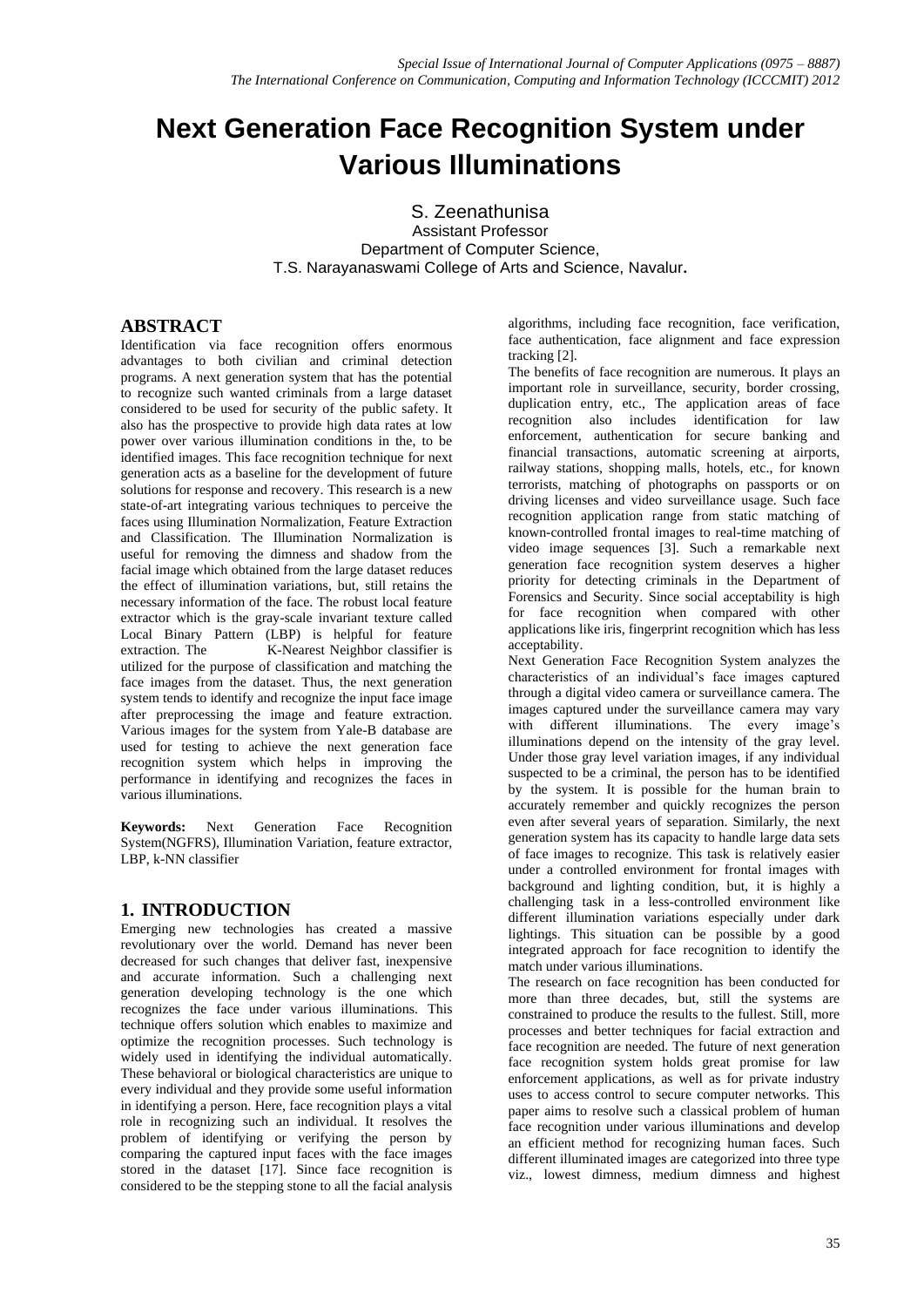# Next Generation Face Recognition System under Various Illuminations

S. Zeenathunisa
Assistant Professor
Department of Computer Science,
T.S. Narayanaswami College of Arts and Science, Navalur.

## ABSTRACT

Identification via face recognition offers enormous advantages to both civilian and criminal detection programs. A next generation system that has the potential to recognize such wanted criminals from a large dataset considered to be used for security of the public safety. It also has the prospective to provide high data rates at low power over various illumination conditions in the, to be identified images. This face recognition technique for next generation acts as a baseline for the development of future solutions for response and recovery. This research is a new state-of-art integrating various techniques to perceive the faces using Illumination Normalization, Feature Extraction and Classification. The Illumination Normalization is useful for removing the dimness and shadow from the facial image which obtained from the large dataset reduces the effect of illumination variations, but, still retains the necessary information of the face. The robust local feature extractor which is the gray-scale invariant texture called Local Binary Pattern (LBP) is helpful for feature extraction. The K-Nearest Neighbor classifier is utilized for the purpose of classification and matching the face images from the dataset. Thus, the next generation system tends to identify and recognize the input face image after preprocessing the image and feature extraction. Various images for the system from Yale-B database are used for testing to achieve the next generation face recognition system which helps in improving the performance in identifying and recognizes the faces in various illuminations.

**Keywords:** Next Generation Face Recognition System(NGFRS), Illumination Variation, feature extractor, LBP, k-NN classifier

## 1. INTRODUCTION

Emerging new technologies has created a massive revolutionary over the world. Demand has never been decreased for such changes that deliver fast, inexpensive and accurate information. Such a challenging next generation developing technology is the one which recognizes the face under various illuminations. This technique offers solution which enables to maximize and optimize the recognition processes. Such technology is widely used in identifying the individual automatically. These behavioral or biological characteristics are unique to every individual and they provide some useful information in identifying a person. Here, face recognition plays a vital role in recognizing such an individual. It resolves the problem of identifying or verifying the person by comparing the captured input faces with the face images stored in the dataset [17]. Since face recognition is considered to be the stepping stone to all the facial analysis algorithms, including face recognition, face verification, face authentication, face alignment and face expression tracking [2].

The benefits of face recognition are numerous. It plays an important role in surveillance, security, border crossing, duplication entry, etc., The application areas of face recognition also includes identification for law enforcement, authentication for secure banking and financial transactions, automatic screening at airports, railway stations, shopping malls, hotels, etc., for known terrorists, matching of photographs on passports or on driving licenses and video surveillance usage. Such face recognition application range from static matching of known-controlled frontal images to real-time matching of video image sequences [3]. Such a remarkable next generation face recognition system deserves a higher priority for detecting criminals in the Department of Forensics and Security. Since social acceptability is high for face recognition when compared with other applications like iris, fingerprint recognition which has less acceptability.

Next Generation Face Recognition System analyzes the characteristics of an individual's face images captured through a digital video camera or surveillance camera. The images captured under the surveillance camera may vary with different illuminations. The every image's illuminations depend on the intensity of the gray level. Under those gray level variation images, if any individual suspected to be a criminal, the person has to be identified by the system. It is possible for the human brain to accurately remember and quickly recognizes the person even after several years of separation. Similarly, the next generation system has its capacity to handle large data sets of face images to recognize. This task is relatively easier under a controlled environment for frontal images with background and lighting condition, but, it is highly a challenging task in a less-controlled environment like different illumination variations especially under dark lightings. This situation can be possible by a good integrated approach for face recognition to identify the match under various illuminations.

The research on face recognition has been conducted for more than three decades, but, still the systems are constrained to produce the results to the fullest. Still, more processes and better techniques for facial extraction and face recognition are needed. The future of next generation face recognition system holds great promise for law enforcement applications, as well as for private industry uses to access control to secure computer networks. This paper aims to resolve such a classical problem of human face recognition under various illuminations and develop an efficient method for recognizing human faces. Such different illuminated images are categorized into three type viz., lowest dimness, medium dimness and highest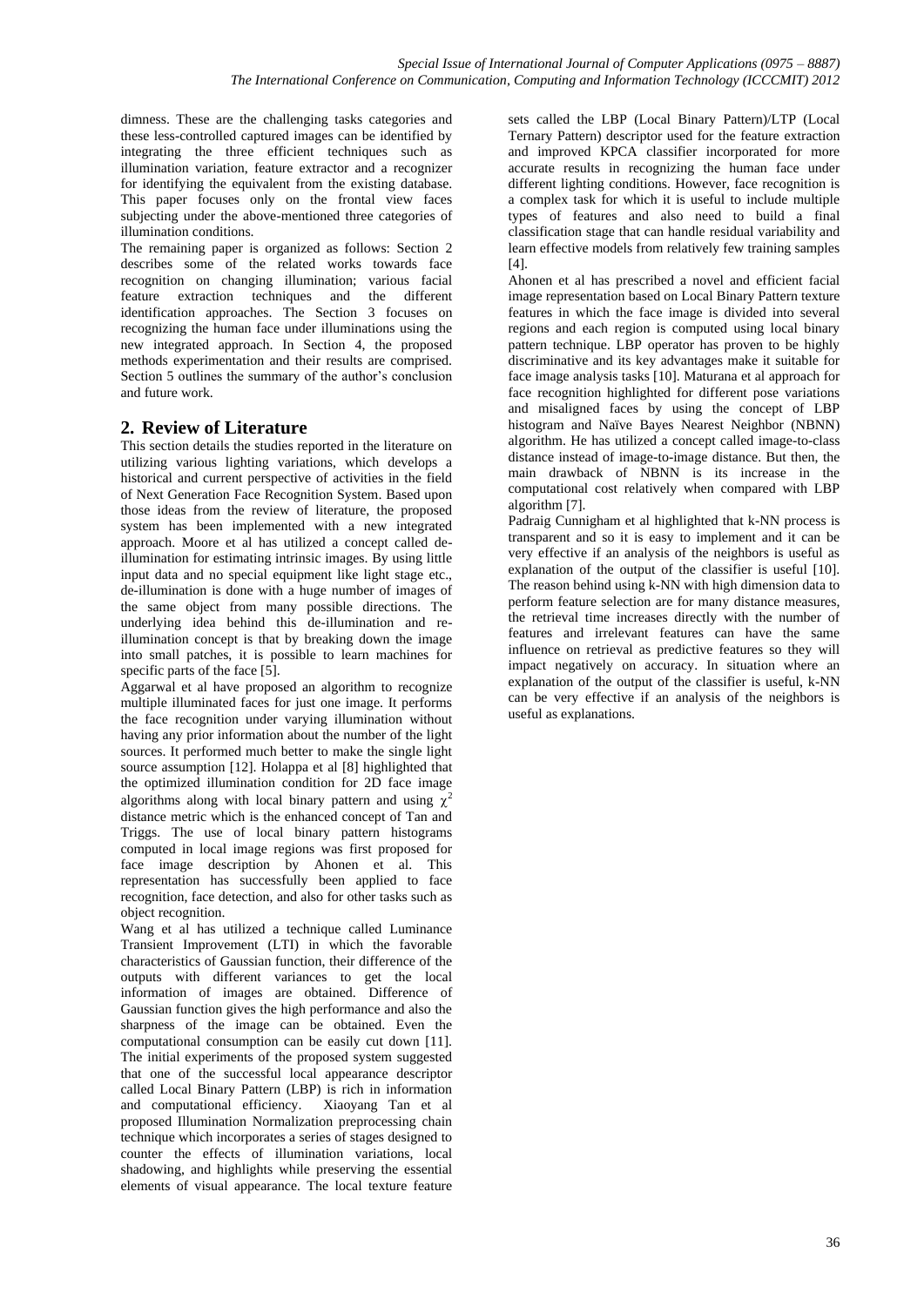dimness. These are the challenging tasks categories and these less-controlled captured images can be identified by integrating the three efficient techniques such as illumination variation, feature extractor and a recognizer for identifying the equivalent from the existing database. This paper focuses only on the frontal view faces subjecting under the above-mentioned three categories of illumination conditions.

The remaining paper is organized as follows: Section 2 describes some of the related works towards face recognition on changing illumination; various facial feature extraction techniques and the different identification approaches. The Section 3 focuses on recognizing the human face under illuminations using the new integrated approach. In Section 4, the proposed methods experimentation and their results are comprised. Section 5 outlines the summary of the author's conclusion and future work.

## 2. Review of Literature

This section details the studies reported in the literature on utilizing various lighting variations, which develops a historical and current perspective of activities in the field of Next Generation Face Recognition System. Based upon those ideas from the review of literature, the proposed system has been implemented with a new integrated approach. Moore et al has utilized a concept called de-illumination for estimating intrinsic images. By using little input data and no special equipment like light stage etc., de-illumination is done with a huge number of images of the same object from many possible directions. The underlying idea behind this de-illumination and re-illumination concept is that by breaking down the image into small patches, it is possible to learn machines for specific parts of the face [5].

Aggarwal et al have proposed an algorithm to recognize multiple illuminated faces for just one image. It performs the face recognition under varying illumination without having any prior information about the number of the light sources. It performed much better to make the single light source assumption [12]. Holappa et al [8] highlighted that the optimized illumination condition for 2D face image algorithms along with local binary pattern and using $\chi^2$ distance metric which is the enhanced concept of Tan and Triggs. The use of local binary pattern histograms computed in local image regions was first proposed for face image description by Ahonen et al. This representation has successfully been applied to face recognition, face detection, and also for other tasks such as object recognition.

Wang et al has utilized a technique called Luminance Transient Improvement (LTI) in which the favorable characteristics of Gaussian function, their difference of the outputs with different variances to get the local information of images are obtained. Difference of Gaussian function gives the high performance and also the sharpness of the image can be obtained. Even the computational consumption can be easily cut down [11]. The initial experiments of the proposed system suggested that one of the successful local appearance descriptor called Local Binary Pattern (LBP) is rich in information and computational efficiency. Xiaoyang Tan et al proposed Illumination Normalization preprocessing chain technique which incorporates a series of stages designed to counter the effects of illumination variations, local shadowing, and highlights while preserving the essential elements of visual appearance. The local texture feature sets called the LBP (Local Binary Pattern)/LTP (Local Ternary Pattern) descriptor used for the feature extraction and improved KPCA classifier incorporated for more accurate results in recognizing the human face under different lighting conditions. However, face recognition is a complex task for which it is useful to include multiple types of features and also need to build a final classification stage that can handle residual variability and learn effective models from relatively few training samples [4].

Ahonen et al has prescribed a novel and efficient facial image representation based on Local Binary Pattern texture features in which the face image is divided into several regions and each region is computed using local binary pattern technique. LBP operator has proven to be highly discriminative and its key advantages make it suitable for face image analysis tasks [10]. Maturana et al approach for face recognition highlighted for different pose variations and misaligned faces by using the concept of LBP histogram and Naïve Bayes Nearest Neighbor (NBNN) algorithm. He has utilized a concept called image-to-class distance instead of image-to-image distance. But then, the main drawback of NBNN is its increase in the computational cost relatively when compared with LBP algorithm [7].

Padraig Cunnigham et al highlighted that k-NN process is transparent and so it is easy to implement and it can be very effective if an analysis of the neighbors is useful as explanation of the output of the classifier is useful [10]. The reason behind using k-NN with high dimension data to perform feature selection are for many distance measures, the retrieval time increases directly with the number of features and irrelevant features can have the same influence on retrieval as predictive features so they will impact negatively on accuracy. In situation where an explanation of the output of the classifier is useful, k-NN can be very effective if an analysis of the neighbors is useful as explanations.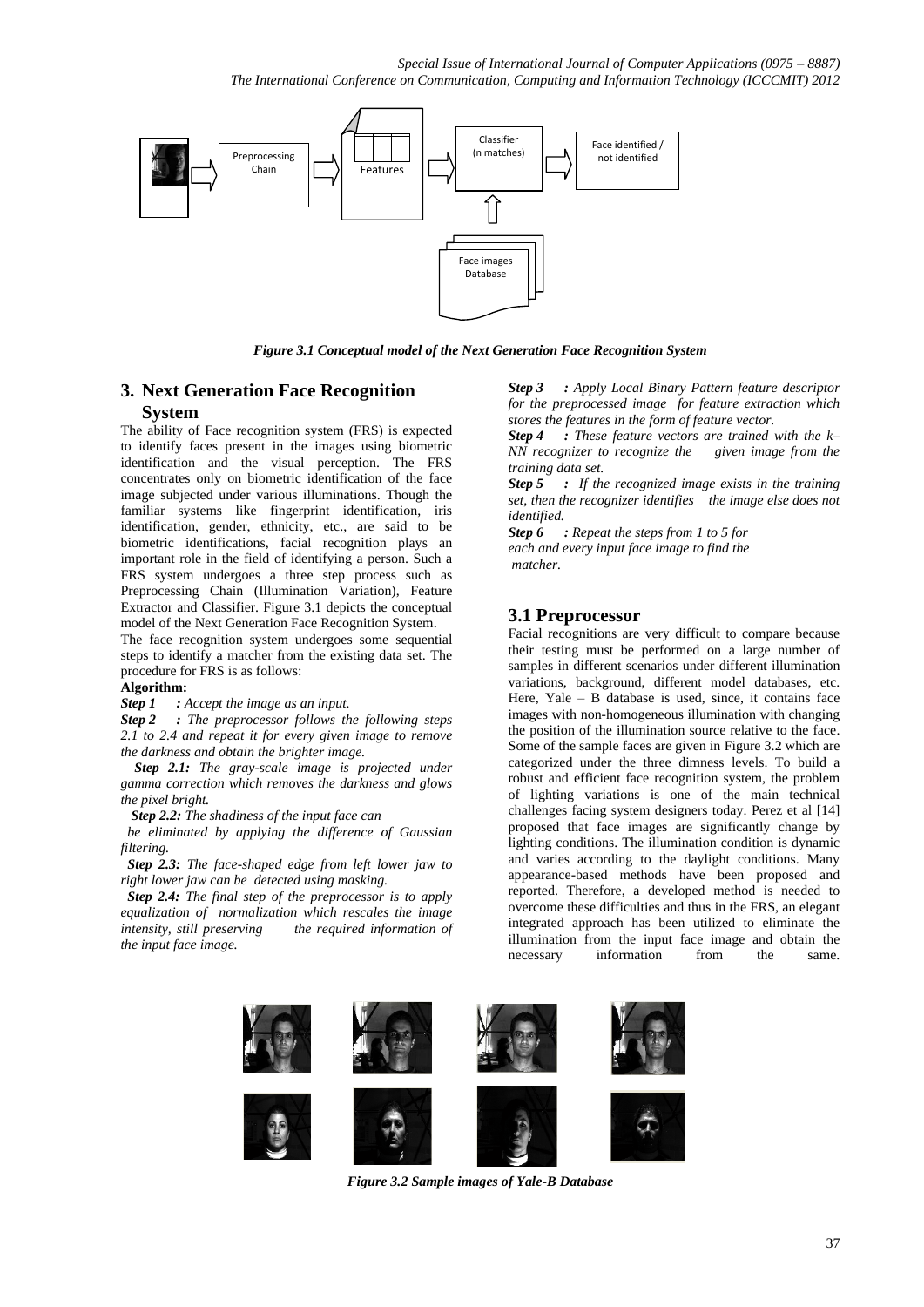*Figure 3.1 Conceptual model of the Next Generation Face Recognition System*

## 3. Next Generation Face Recognition System

The ability of Face recognition system (FRS) is expected to identify faces present in the images using biometric identification and the visual perception. The FRS concentrates only on biometric identification of the face image subjected under various illuminations. Though the familiar systems like fingerprint identification, iris identification, gender, ethnicity, etc., are said to be biometric identifications, facial recognition plays an important role in the field of identifying a person. Such a FRS system undergoes a three step process such as Preprocessing Chain (Illumination Variation), Feature Extractor and Classifier. Figure 3.1 depicts the conceptual model of the Next Generation Face Recognition System.

The face recognition system undergoes some sequential steps to identify a matcher from the existing data set. The procedure for FRS is as follows:

**Algorithm:**

***Step 1*** *: Accept the image as an input.*

***Step 2*** *: The preprocessor follows the following steps 2.1 to 2.4 and repeat it for every given image to remove the darkness and obtain the brighter image.*

***Step 2.1:*** *The gray-scale image is projected under gamma correction which removes the darkness and glows the pixel bright.*

***Step 2.2:*** *The shadiness of the input face can be eliminated by applying the difference of Gaussian filtering.*

***Step 2.3:*** *The face-shaped edge from left lower jaw to right lower jaw can be detected using masking.*

***Step 2.4:*** *The final step of the preprocessor is to apply equalization of normalization which rescales the image intensity, still preserving the required information of the input face image.*

***Step 3*** *: Apply Local Binary Pattern feature descriptor for the preprocessed image for feature extraction which stores the features in the form of feature vector.*

***Step 4*** *: These feature vectors are trained with the k–NN recognizer to recognize the given image from the training data set.*

***Step 5*** *: If the recognized image exists in the training set, then the recognizer identifies the image else does not identified.*

***Step 6*** *: Repeat the steps from 1 to 5 for each and every input face image to find the matcher.*

### 3.1 Preprocessor

Facial recognitions are very difficult to compare because their testing must be performed on a large number of samples in different scenarios under different illumination variations, background, different model databases, etc. Here, Yale – B database is used, since, it contains face images with non-homogeneous illumination with changing the position of the illumination source relative to the face. Some of the sample faces are given in Figure 3.2 which are categorized under the three dimness levels. To build a robust and efficient face recognition system, the problem of lighting variations is one of the main technical challenges facing system designers today. Perez et al [14] proposed that face images are significantly change by lighting conditions. The illumination condition is dynamic and varies according to the daylight conditions. Many appearance-based methods have been proposed and reported. Therefore, a developed method is needed to overcome these difficulties and thus in the FRS, an elegant integrated approach has been utilized to eliminate the illumination from the input face image and obtain the necessary information from the same.

*Figure 3.2 Sample images of Yale-B Database*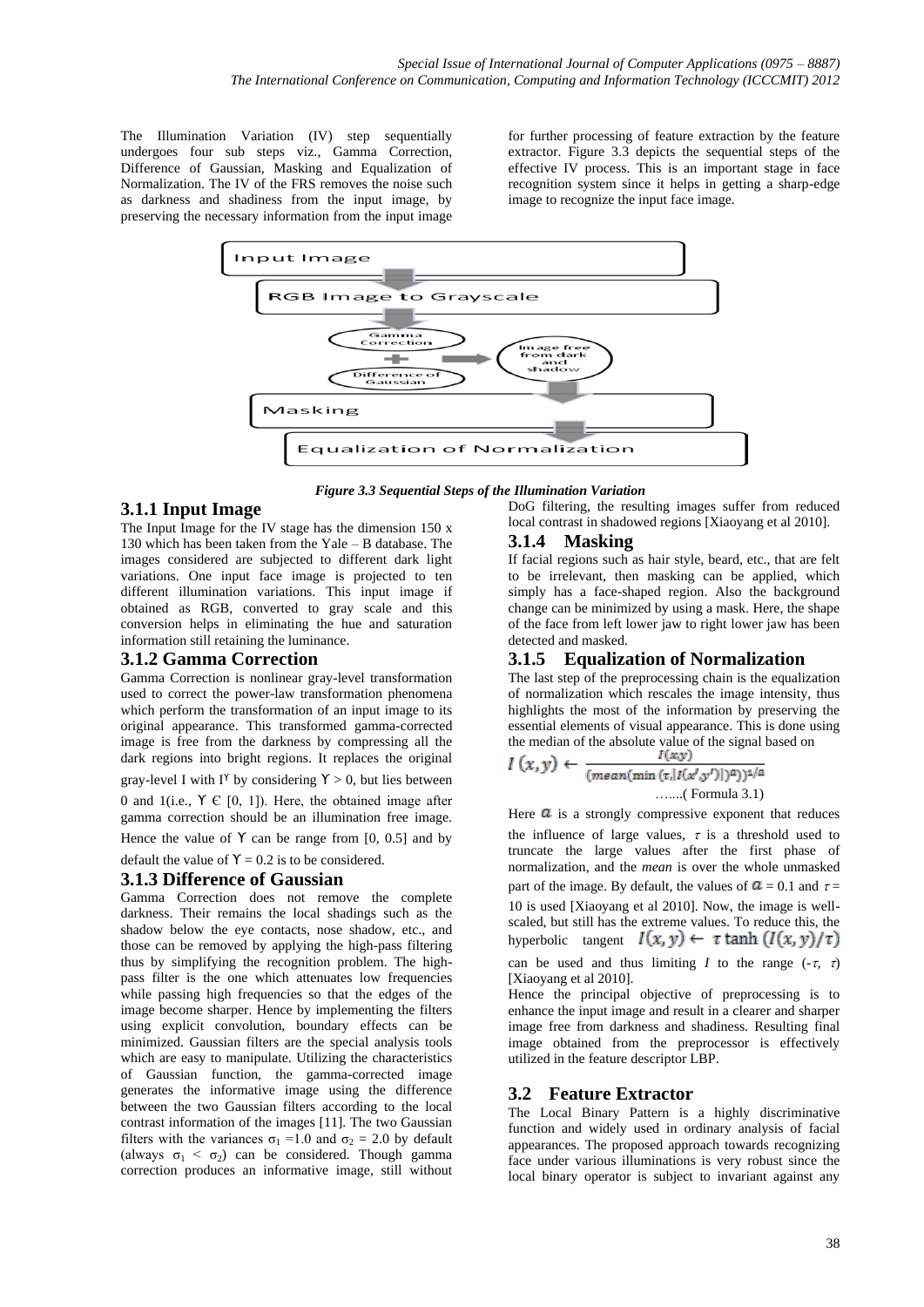The Illumination Variation (IV) step sequentially undergoes four sub steps viz., Gamma Correction, Difference of Gaussian, Masking and Equalization of Normalization. The IV of the FRS removes the noise such as darkness and shadiness from the input image, by preserving the necessary information from the input image for further processing of feature extraction by the feature extractor. Figure 3.3 depicts the sequential steps of the effective IV process. This is an important stage in face recognition system since it helps in getting a sharp-edge image to recognize the input face image.

Input Image

RGB Image to Grayscale

Gamma Correction + Difference of Gaussian → Image free from dark and shadow

Masking

Equalization of Normalization

*Figure 3.3 Sequential Steps of the Illumination Variation*

### 3.1.1 Input Image

The Input Image for the IV stage has the dimension 150 x 130 which has been taken from the Yale – B database. The images considered are subjected to different dark light variations. One input face image is projected to ten different illumination variations. This input image if obtained as RGB, converted to gray scale and this conversion helps in eliminating the hue and saturation information still retaining the luminance.

### 3.1.2 Gamma Correction

Gamma Correction is nonlinear gray-level transformation used to correct the power-law transformation phenomena which perform the transformation of an input image to its original appearance. This transformed gamma-corrected image is free from the darkness by compressing all the dark regions into bright regions. It replaces the original gray-level I with $I^{\Upsilon}$ by considering $\Upsilon > 0$, but lies between 0 and 1(i.e., $\Upsilon \in [0, 1]$). Here, the obtained image after gamma correction should be an illumination free image. Hence the value of $\Upsilon$ can be range from [0, 0.5] and by default the value of $\Upsilon = 0.2$ is to be considered.

### 3.1.3 Difference of Gaussian

Gamma Correction does not remove the complete darkness. Their remains the local shadings such as the shadow below the eye contacts, nose shadow, etc., and those can be removed by applying the high-pass filtering thus by simplifying the recognition problem. The high-pass filter is the one which attenuates low frequencies while passing high frequencies so that the edges of the image become sharper. Hence by implementing the filters using explicit convolution, boundary effects can be minimized. Gaussian filters are the special analysis tools which are easy to manipulate. Utilizing the characteristics of Gaussian function, the gamma-corrected image generates the informative image using the difference between the two Gaussian filters according to the local contrast information of the images [11]. The two Gaussian filters with the variances $\sigma_1 = 1.0$ and $\sigma_2 = 2.0$ by default (always $\sigma_1 < \sigma_2$) can be considered. Though gamma correction produces an informative image, still without DoG filtering, the resulting images suffer from reduced local contrast in shadowed regions [Xiaoyang et al 2010].

### 3.1.4 Masking

If facial regions such as hair style, beard, etc., that are felt to be irrelevant, then masking can be applied, which simply has a face-shaped region. Also the background change can be minimized by using a mask. Here, the shape of the face from left lower jaw to right lower jaw has been detected and masked.

### 3.1.5 Equalization of Normalization

The last step of the preprocessing chain is the equalization of normalization which rescales the image intensity, thus highlights the most of the information by preserving the essential elements of visual appearance. This is done using the median of the absolute value of the signal based on

$$I(x,y) \leftarrow \frac{I(x,y)}{(mean(\min(\tau, |I(x',y')|)^{a}))^{1/a}} \quad \text{......( Formula 3.1)}$$

Here $a$ is a strongly compressive exponent that reduces the influence of large values, $\tau$ is a threshold used to truncate the large values after the first phase of normalization, and the *mean* is over the whole unmasked part of the image. By default, the values of $a = 0.1$ and $\tau = 10$ is used [Xiaoyang et al 2010]. Now, the image is well-scaled, but still has the extreme values. To reduce this, the hyperbolic tangent $I(x,y) \leftarrow \tau \tanh(I(x,y)/\tau)$ can be used and thus limiting $I$ to the range $(-\tau, \tau)$ [Xiaoyang et al 2010].

Hence the principal objective of preprocessing is to enhance the input image and result in a clearer and sharper image free from darkness and shadiness. Resulting final image obtained from the preprocessor is effectively utilized in the feature descriptor LBP.

## 3.2 Feature Extractor

The Local Binary Pattern is a highly discriminative function and widely used in ordinary analysis of facial appearances. The proposed approach towards recognizing face under various illuminations is very robust since the local binary operator is subject to invariant against any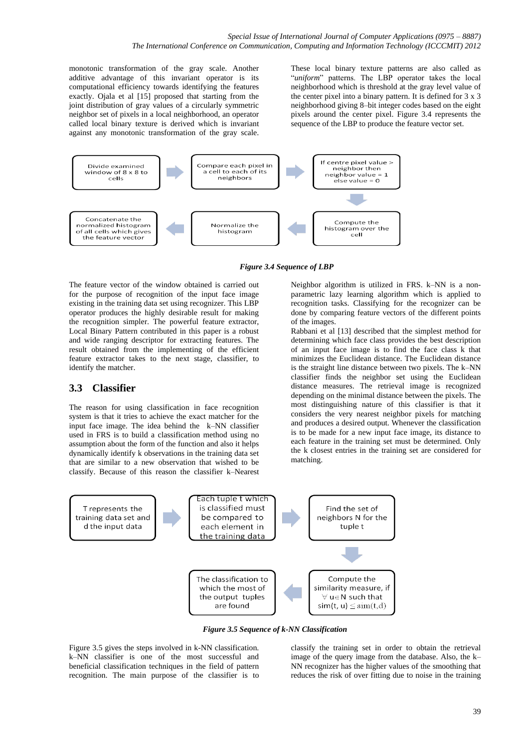monotonic transformation of the gray scale. Another additive advantage of this invariant operator is its computational efficiency towards identifying the features exactly. Ojala et al [15] proposed that starting from the joint distribution of gray values of a circularly symmetric neighbor set of pixels in a local neighborhood, an operator called local binary texture is derived which is invariant against any monotonic transformation of the gray scale. These local binary texture patterns are also called as "*uniform*" patterns. The LBP operator takes the local neighborhood which is threshold at the gray level value of the center pixel into a binary pattern. It is defined for 3 x 3 neighborhood giving 8–bit integer codes based on the eight pixels around the center pixel. Figure 3.4 represents the sequence of the LBP to produce the feature vector set.

Divide examined window of 8 x 8 to cells → Compare each pixel in a cell to each of its neighbors → If centre pixel value > neighbor then neighbor value = 1 else value = 0 → Compute the histogram over the cell → Normalize the histogram → Concatenate the normalized histogram of all cells which gives the feature vector

***Figure 3.4 Sequence of LBP***

The feature vector of the window obtained is carried out for the purpose of recognition of the input face image existing in the training data set using recognizer. This LBP operator produces the highly desirable result for making the recognition simpler. The powerful feature extractor, Local Binary Pattern contributed in this paper is a robust and wide ranging descriptor for extracting features. The result obtained from the implementing of the efficient feature extractor takes to the next stage, classifier, to identify the matcher.

## 3.3 Classifier

The reason for using classification in face recognition system is that it tries to achieve the exact matcher for the input face image. The idea behind the k–NN classifier used in FRS is to build a classification method using no assumption about the form of the function and also it helps dynamically identify k observations in the training data set that are similar to a new observation that wished to be classify. Because of this reason the classifier k–Nearest Neighbor algorithm is utilized in FRS. k–NN is a non-parametric lazy learning algorithm which is applied to recognition tasks. Classifying for the recognizer can be done by comparing feature vectors of the different points of the images.

Rabbani et al [13] described that the simplest method for determining which face class provides the best description of an input face image is to find the face class k that minimizes the Euclidean distance. The Euclidean distance is the straight line distance between two pixels. The k–NN classifier finds the neighbor set using the Euclidean distance measures. The retrieval image is recognized depending on the minimal distance between the pixels. The most distinguishing nature of this classifier is that it considers the very nearest neighbor pixels for matching and produces a desired output. Whenever the classification is to be made for a new input face image, its distance to each feature in the training set must be determined. Only the k closest entries in the training set are considered for matching.

T represents the training data set and d the input data → Each tuple t which is classified must be compared to each element in the training data → Find the set of neighbors N for the tuple t → Compute the similarity measure, if $\forall$ u$\in$N such that sim(t, u) $\leq$ sim(t,d) → The classification to which the most of the output tuples are found

***Figure 3.5 Sequence of k-NN Classification***

Figure 3.5 gives the steps involved in k-NN classification. k–NN classifier is one of the most successful and beneficial classification techniques in the field of pattern recognition. The main purpose of the classifier is to classify the training set in order to obtain the retrieval image of the query image from the database. Also, the k–NN recognizer has the higher values of the smoothing that reduces the risk of over fitting due to noise in the training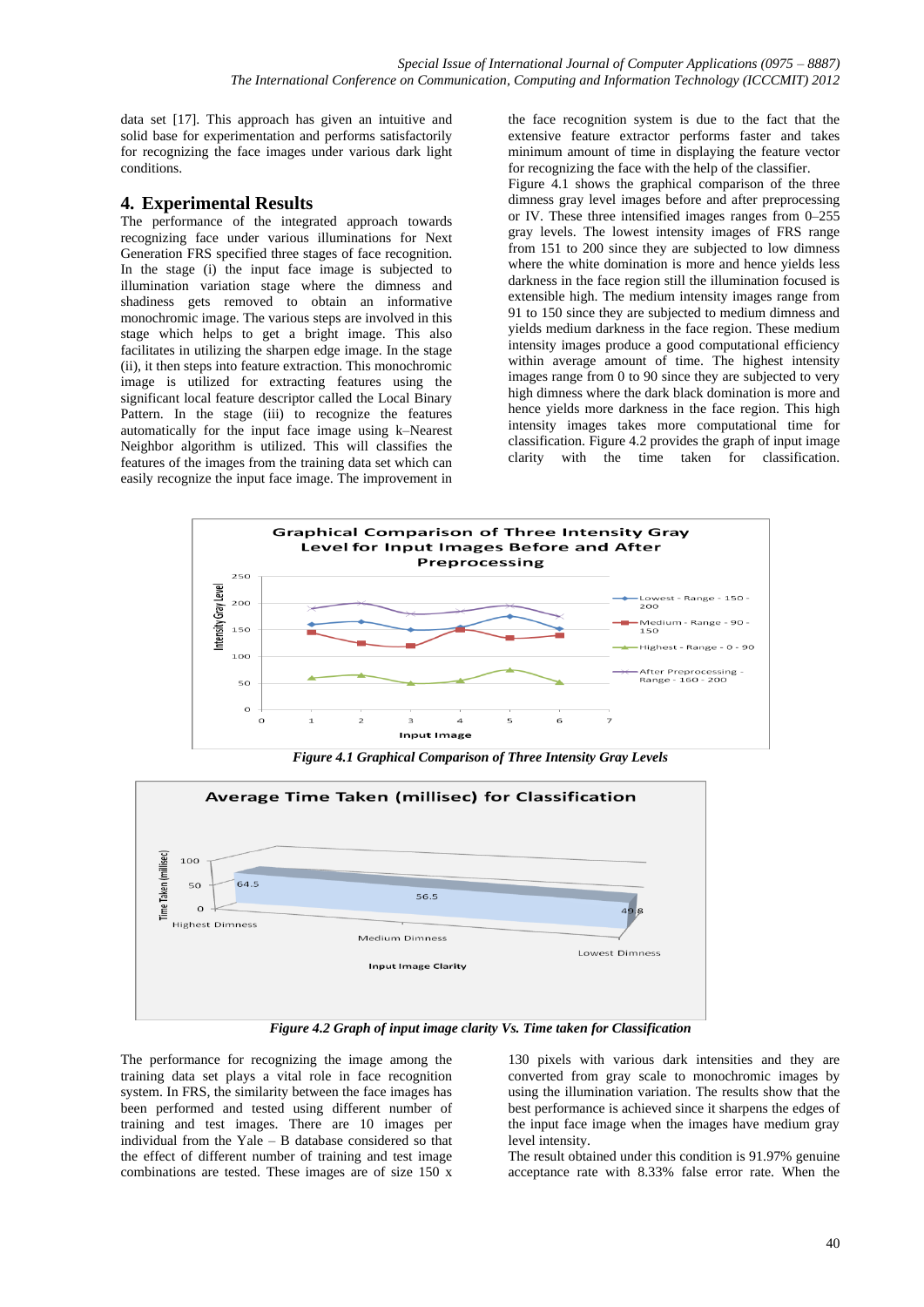data set [17]. This approach has given an intuitive and solid base for experimentation and performs satisfactorily for recognizing the face images under various dark light conditions.

## 4. Experimental Results

The performance of the integrated approach towards recognizing face under various illuminations for Next Generation FRS specified three stages of face recognition. In the stage (i) the input face image is subjected to illumination variation stage where the dimness and shadiness gets removed to obtain an informative monochromic image. The various steps are involved in this stage which helps to get a bright image. This also facilitates in utilizing the sharpen edge image. In the stage (ii), it then steps into feature extraction. This monochromic image is utilized for extracting features using the significant local feature descriptor called the Local Binary Pattern. In the stage (iii) to recognize the features automatically for the input face image using k–Nearest Neighbor algorithm is utilized. This will classifies the features of the images from the training data set which can easily recognize the input face image. The improvement in the face recognition system is due to the fact that the extensive feature extractor performs faster and takes minimum amount of time in displaying the feature vector for recognizing the face with the help of the classifier.

Figure 4.1 shows the graphical comparison of the three dimness gray level images before and after preprocessing or IV. These three intensified images ranges from 0–255 gray levels. The lowest intensity images of FRS range from 151 to 200 since they are subjected to low dimness where the white domination is more and hence yields less darkness in the face region still the illumination focused is extensible high. The medium intensity images range from 91 to 150 since they are subjected to medium dimness and yields medium darkness in the face region. These medium intensity images produce a good computational efficiency within average amount of time. The highest intensity images range from 0 to 90 since they are subjected to very high dimness where the dark black domination is more and hence yields more darkness in the face region. This high intensity images takes more computational time for classification. Figure 4.2 provides the graph of input image clarity with the time taken for classification.

*Figure 4.1 Graphical Comparison of Three Intensity Gray Levels*

*Figure 4.2 Graph of input image clarity Vs. Time taken for Classification*

The performance for recognizing the image among the training data set plays a vital role in face recognition system. In FRS, the similarity between the face images has been performed and tested using different number of training and test images. There are 10 images per individual from the Yale – B database considered so that the effect of different number of training and test image combinations are tested. These images are of size 150 x 130 pixels with various dark intensities and they are converted from gray scale to monochromic images by using the illumination variation. The results show that the best performance is achieved since it sharpens the edges of the input face image when the images have medium gray level intensity.

The result obtained under this condition is 91.97% genuine acceptance rate with 8.33% false error rate. When the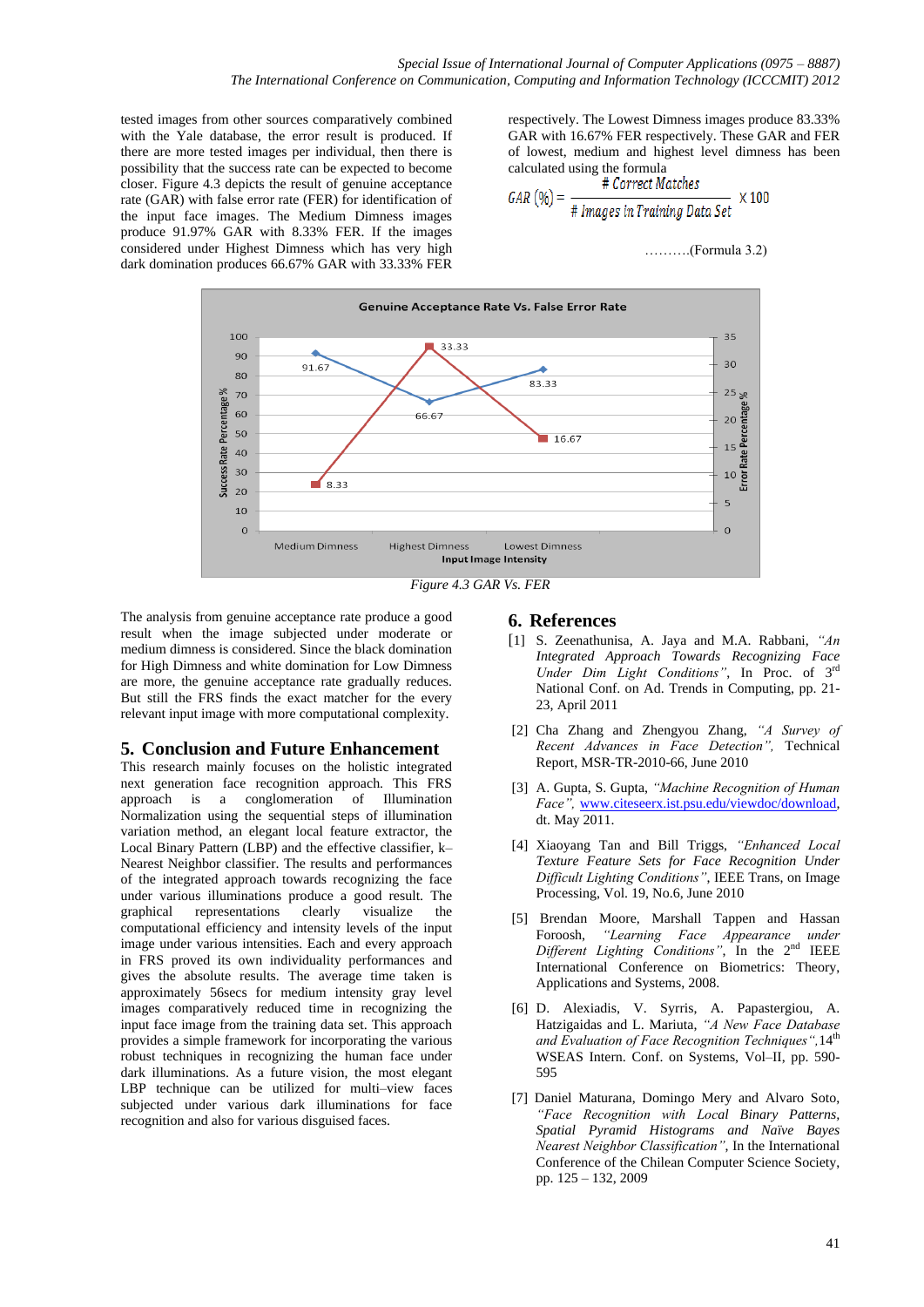tested images from other sources comparatively combined with the Yale database, the error result is produced. If there are more tested images per individual, then there is possibility that the success rate can be expected to become closer. Figure 4.3 depicts the result of genuine acceptance rate (GAR) with false error rate (FER) for identification of the input face images. The Medium Dimness images produce 91.97% GAR with 8.33% FER. If the images considered under Highest Dimness which has very high dark domination produces 66.67% GAR with 33.33% FER respectively. The Lowest Dimness images produce 83.33% GAR with 16.67% FER respectively. These GAR and FER of lowest, medium and highest level dimness has been calculated using the formula

$$GAR\ (\%) = \frac{\#\ Correct\ Matches}{\#\ Images\ in\ Training\ Data\ Set} \times 100$$

……….(Formula 3.2)

Genuine Acceptance Rate Vs. False Error Rate

| Input Image Intensity | Success Rate Percentage % (GAR) | Error Rate Percentage % (FER) |
|---|---|---|
| Medium Dimness | 91.67 | 8.33 |
| Highest Dimness | 66.67 | 33.33 |
| Lowest Dimness | 83.33 | 16.67 |

*Figure 4.3 GAR Vs. FER*

The analysis from genuine acceptance rate produce a good result when the image subjected under moderate or medium dimness is considered. Since the black domination for High Dimness and white domination for Low Dimness are more, the genuine acceptance rate gradually reduces. But still the FRS finds the exact matcher for the every relevant input image with more computational complexity.

## 5. Conclusion and Future Enhancement

This research mainly focuses on the holistic integrated next generation face recognition approach. This FRS approach is a conglomeration of Illumination Normalization using the sequential steps of illumination variation method, an elegant local feature extractor, the Local Binary Pattern (LBP) and the effective classifier, k–Nearest Neighbor classifier. The results and performances of the integrated approach towards recognizing the face under various illuminations produce a good result. The graphical representations clearly visualize the computational efficiency and intensity levels of the input image under various intensities. Each and every approach in FRS proved its own individuality performances and gives the absolute results. The average time taken is approximately 56secs for medium intensity gray level images comparatively reduced time in recognizing the input face image from the training data set. This approach provides a simple framework for incorporating the various robust techniques in recognizing the human face under dark illuminations. As a future vision, the most elegant LBP technique can be utilized for multi–view faces subjected under various dark illuminations for face recognition and also for various disguised faces.

## 6. References

[1] S. Zeenathunisa, A. Jaya and M.A. Rabbani, *"An Integrated Approach Towards Recognizing Face Under Dim Light Conditions"*, In Proc. of 3rd National Conf. on Ad. Trends in Computing, pp. 21-23, April 2011

[2] Cha Zhang and Zhengyou Zhang, *"A Survey of Recent Advances in Face Detection"*, Technical Report, MSR-TR-2010-66, June 2010

[3] A. Gupta, S. Gupta, *"Machine Recognition of Human Face"*, www.citeseerx.ist.psu.edu/viewdoc/download, dt. May 2011.

[4] Xiaoyang Tan and Bill Triggs, *"Enhanced Local Texture Feature Sets for Face Recognition Under Difficult Lighting Conditions"*, IEEE Trans, on Image Processing, Vol. 19, No.6, June 2010

[5] Brendan Moore, Marshall Tappen and Hassan Foroosh, *"Learning Face Appearance under Different Lighting Conditions"*, In the 2nd IEEE International Conference on Biometrics: Theory, Applications and Systems, 2008.

[6] D. Alexiadis, V. Syrris, A. Papastergiou, A. Hatzigaidas and L. Mariuta, *"A New Face Database and Evaluation of Face Recognition Techniques"*, 14th WSEAS Intern. Conf. on Systems, Vol–II, pp. 590-595

[7] Daniel Maturana, Domingo Mery and Alvaro Soto, *"Face Recognition with Local Binary Patterns, Spatial Pyramid Histograms and Naïve Bayes Nearest Neighbor Classification"*, In the International Conference of the Chilean Computer Science Society, pp. 125 – 132, 2009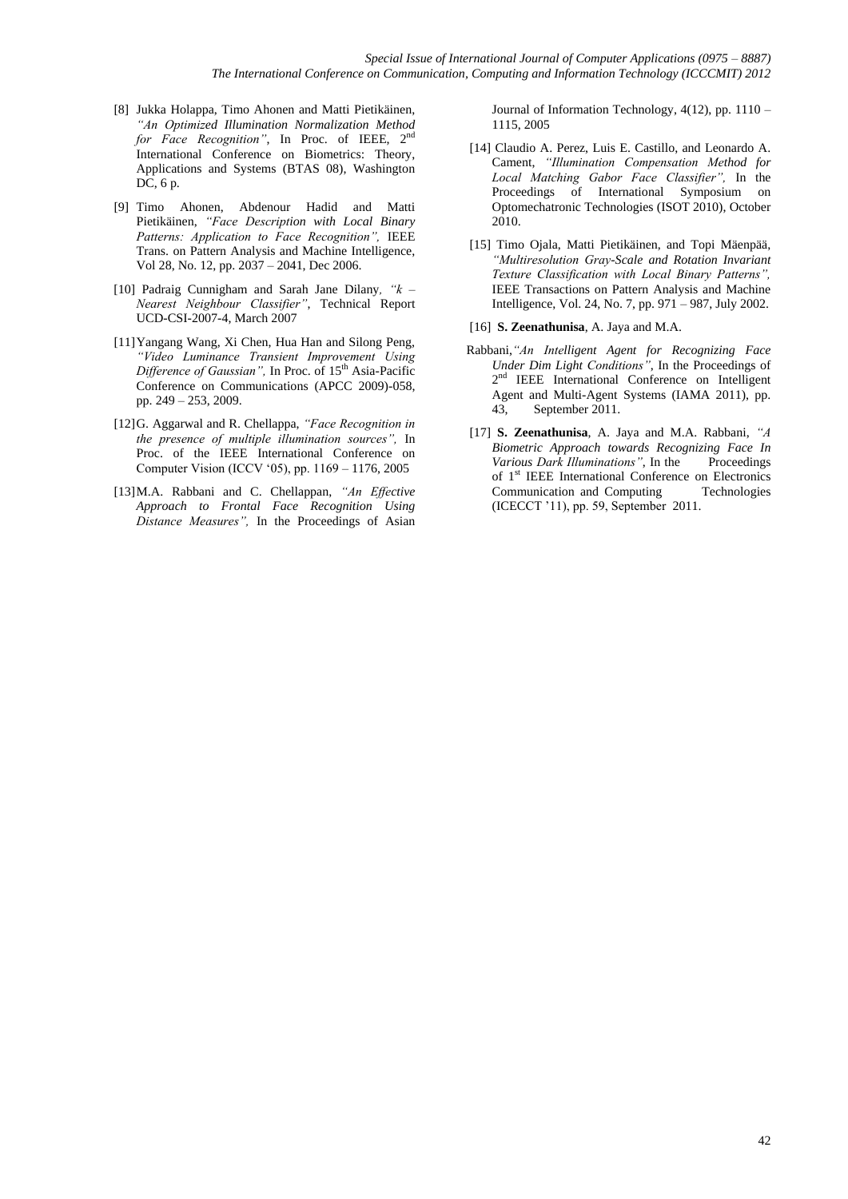[8] Jukka Holappa, Timo Ahonen and Matti Pietikäinen, *"An Optimized Illumination Normalization Method for Face Recognition"*, In Proc. of IEEE, 2nd International Conference on Biometrics: Theory, Applications and Systems (BTAS 08), Washington DC, 6 p.

[9] Timo Ahonen, Abdenour Hadid and Matti Pietikäinen, *"Face Description with Local Binary Patterns: Application to Face Recognition"*, IEEE Trans. on Pattern Analysis and Machine Intelligence, Vol 28, No. 12, pp. 2037 – 2041, Dec 2006.

[10] Padraig Cunnigham and Sarah Jane Dilany, *"k – Nearest Neighbour Classifier"*, Technical Report UCD-CSI-2007-4, March 2007

[11] Yangang Wang, Xi Chen, Hua Han and Silong Peng, *"Video Luminance Transient Improvement Using Difference of Gaussian"*, In Proc. of 15th Asia-Pacific Conference on Communications (APCC 2009)-058, pp. 249 – 253, 2009.

[12] G. Aggarwal and R. Chellappa, *"Face Recognition in the presence of multiple illumination sources"*, In Proc. of the IEEE International Conference on Computer Vision (ICCV '05), pp. 1169 – 1176, 2005

[13] M.A. Rabbani and C. Chellappan, *"An Effective Approach to Frontal Face Recognition Using Distance Measures"*, In the Proceedings of Asian Journal of Information Technology, 4(12), pp. 1110 – 1115, 2005

[14] Claudio A. Perez, Luis E. Castillo, and Leonardo A. Cament, *"Illumination Compensation Method for Local Matching Gabor Face Classifier"*, In the Proceedings of International Symposium on Optomechatronic Technologies (ISOT 2010), October 2010.

[15] Timo Ojala, Matti Pietikäinen, and Topi Mäenpää, *"Multiresolution Gray-Scale and Rotation Invariant Texture Classification with Local Binary Patterns"*, IEEE Transactions on Pattern Analysis and Machine Intelligence, Vol. 24, No. 7, pp. 971 – 987, July 2002.

[16] **S. Zeenathunisa**, A. Jaya and M.A. Rabbani, *"An Intelligent Agent for Recognizing Face Under Dim Light Conditions"*, In the Proceedings of 2nd IEEE International Conference on Intelligent Agent and Multi-Agent Systems (IAMA 2011), pp. 43, September 2011.

[17] **S. Zeenathunisa**, A. Jaya and M.A. Rabbani, *"A Biometric Approach towards Recognizing Face In Various Dark Illuminations"*, In the Proceedings of 1st IEEE International Conference on Electronics Communication and Computing Technologies (ICECCT '11), pp. 59, September 2011.